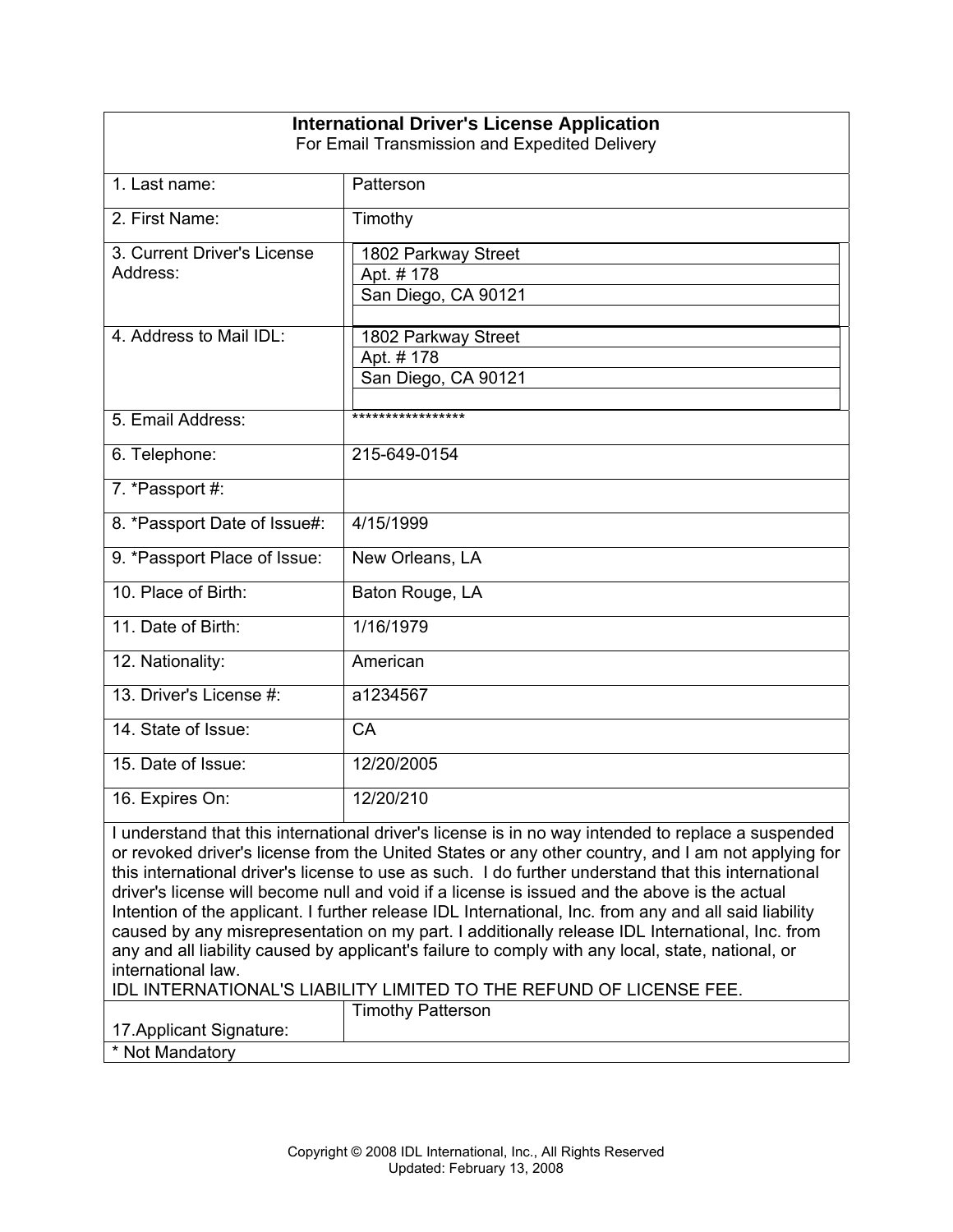# International Driver's License Application

For Email Transmission and Expedited Delivery

| Field | Value |
|---|---|
| 1. Last name: | Patterson |
| 2. First Name: | Timothy |
| 3. Current Driver's License Address: | 1802 Parkway Street<br>Apt. # 178<br>San Diego, CA 90121 |
| 4. Address to Mail IDL: | 1802 Parkway Street<br>Apt. # 178<br>San Diego, CA 90121 |
| 5. Email Address: | ***************** |
| 6. Telephone: | 215-649-0154 |
| 7. *Passport #: | |
| 8. *Passport Date of Issue#: | 4/15/1999 |
| 9. *Passport Place of Issue: | New Orleans, LA |
| 10. Place of Birth: | Baton Rouge, LA |
| 11. Date of Birth: | 1/16/1979 |
| 12. Nationality: | American |
| 13. Driver's License #: | a1234567 |
| 14. State of Issue: | CA |
| 15. Date of Issue: | 12/20/2005 |
| 16. Expires On: | 12/20/210 |

I understand that this international driver's license is in no way intended to replace a suspended or revoked driver's license from the United States or any other country, and I am not applying for this international driver's license to use as such. I do further understand that this international driver's license will become null and void if a license is issued and the above is the actual Intention of the applicant. I further release IDL International, Inc. from any and all said liability caused by any misrepresentation on my part. I additionally release IDL International, Inc. from any and all liability caused by applicant's failure to comply with any local, state, national, or international law.

IDL INTERNATIONAL'S LIABILITY LIMITED TO THE REFUND OF LICENSE FEE.

| Field | Value |
|---|---|
| 17.Applicant Signature: | Timothy Patterson |

* Not Mandatory

Copyright © 2008 IDL International, Inc., All Rights Reserved
Updated: February 13, 2008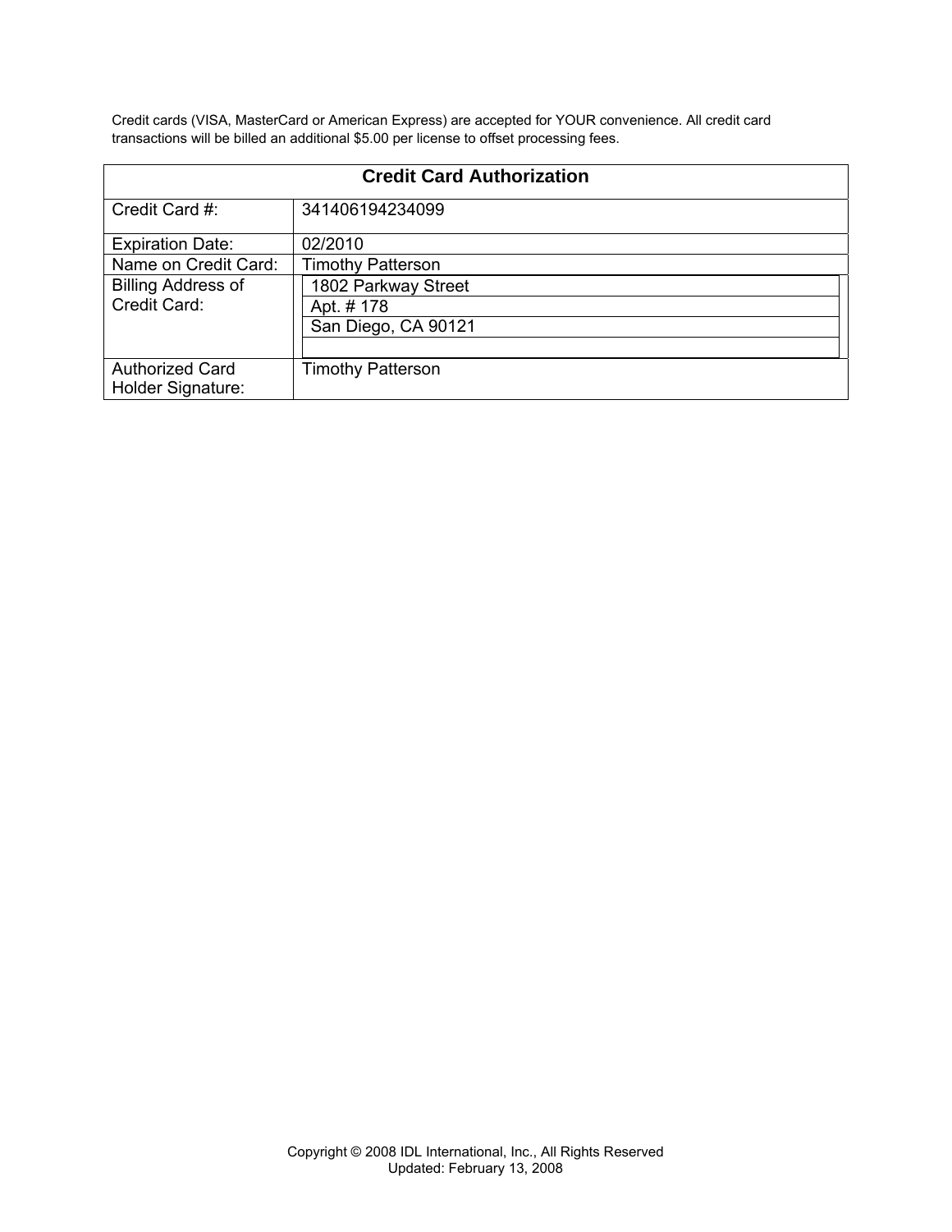Credit cards (VISA, MasterCard or American Express) are accepted for YOUR convenience. All credit card transactions will be billed an additional $5.00 per license to offset processing fees.

| Credit Card Authorization | |
|---|---|
| Credit Card #: | 341406194234099 |
| Expiration Date: | 02/2010 |
| Name on Credit Card: | Timothy Patterson |
| Billing Address of Credit Card: | 1802 Parkway Street<br>Apt. # 178<br>San Diego, CA 90121 |
| Authorized Card Holder Signature: | Timothy Patterson |

Copyright © 2008 IDL International, Inc., All Rights Reserved
Updated: February 13, 2008